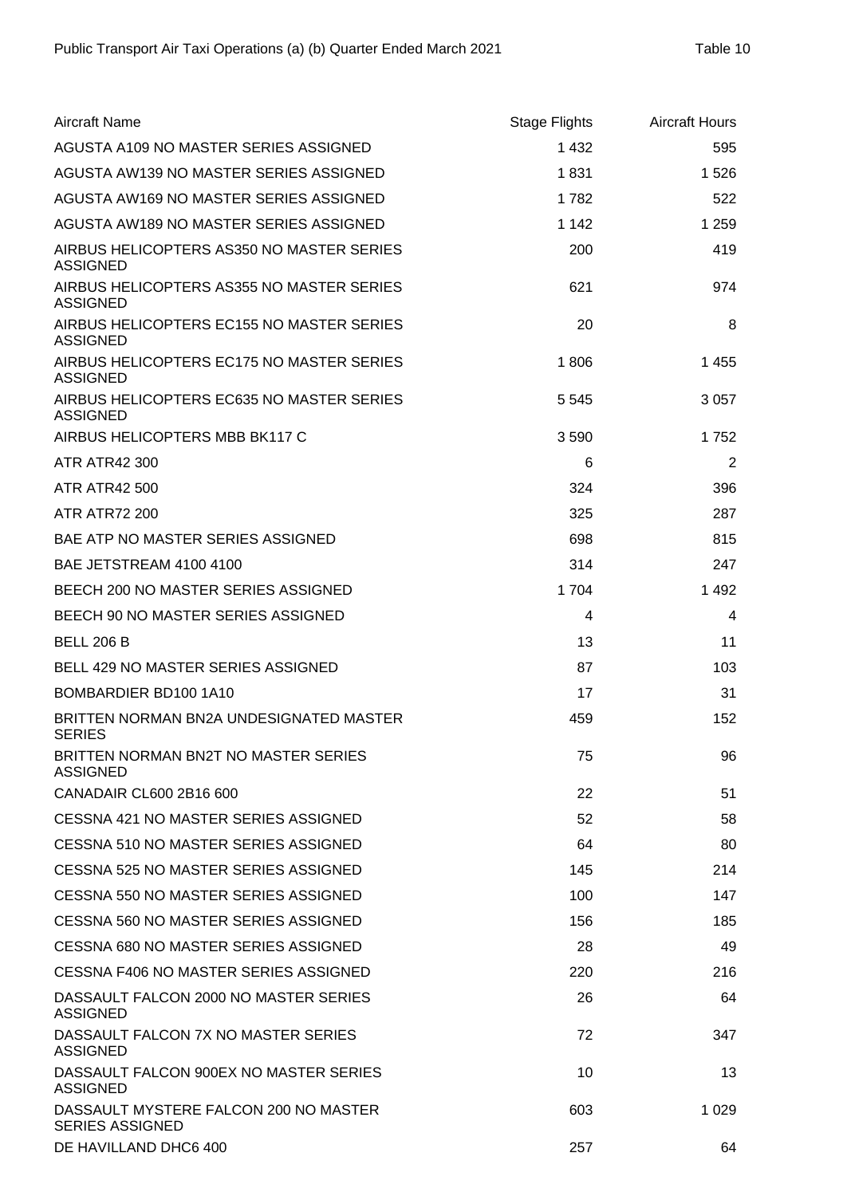Public Transport Air Taxi Operations (a) (b) Quarter Ended March 2021

Table 10

| Aircraft Name | Stage Flights | Aircraft Hours |
| --- | --- | --- |
| AGUSTA A109 NO MASTER SERIES ASSIGNED | 1 432 | 595 |
| AGUSTA AW139 NO MASTER SERIES ASSIGNED | 1 831 | 1 526 |
| AGUSTA AW169 NO MASTER SERIES ASSIGNED | 1 782 | 522 |
| AGUSTA AW189 NO MASTER SERIES ASSIGNED | 1 142 | 1 259 |
| AIRBUS HELICOPTERS AS350 NO MASTER SERIES ASSIGNED | 200 | 419 |
| AIRBUS HELICOPTERS AS355 NO MASTER SERIES ASSIGNED | 621 | 974 |
| AIRBUS HELICOPTERS EC155 NO MASTER SERIES ASSIGNED | 20 | 8 |
| AIRBUS HELICOPTERS EC175 NO MASTER SERIES ASSIGNED | 1 806 | 1 455 |
| AIRBUS HELICOPTERS EC635 NO MASTER SERIES ASSIGNED | 5 545 | 3 057 |
| AIRBUS HELICOPTERS MBB BK117 C | 3 590 | 1 752 |
| ATR ATR42 300 | 6 | 2 |
| ATR ATR42 500 | 324 | 396 |
| ATR ATR72 200 | 325 | 287 |
| BAE ATP NO MASTER SERIES ASSIGNED | 698 | 815 |
| BAE JETSTREAM 4100 4100 | 314 | 247 |
| BEECH 200 NO MASTER SERIES ASSIGNED | 1 704 | 1 492 |
| BEECH 90 NO MASTER SERIES ASSIGNED | 4 | 4 |
| BELL 206 B | 13 | 11 |
| BELL 429 NO MASTER SERIES ASSIGNED | 87 | 103 |
| BOMBARDIER BD100 1A10 | 17 | 31 |
| BRITTEN NORMAN BN2A UNDESIGNATED MASTER SERIES | 459 | 152 |
| BRITTEN NORMAN BN2T NO MASTER SERIES ASSIGNED | 75 | 96 |
| CANADAIR CL600 2B16 600 | 22 | 51 |
| CESSNA 421 NO MASTER SERIES ASSIGNED | 52 | 58 |
| CESSNA 510 NO MASTER SERIES ASSIGNED | 64 | 80 |
| CESSNA 525 NO MASTER SERIES ASSIGNED | 145 | 214 |
| CESSNA 550 NO MASTER SERIES ASSIGNED | 100 | 147 |
| CESSNA 560 NO MASTER SERIES ASSIGNED | 156 | 185 |
| CESSNA 680 NO MASTER SERIES ASSIGNED | 28 | 49 |
| CESSNA F406 NO MASTER SERIES ASSIGNED | 220 | 216 |
| DASSAULT FALCON 2000 NO MASTER SERIES ASSIGNED | 26 | 64 |
| DASSAULT FALCON 7X NO MASTER SERIES ASSIGNED | 72 | 347 |
| DASSAULT FALCON 900EX NO MASTER SERIES ASSIGNED | 10 | 13 |
| DASSAULT MYSTERE FALCON 200 NO MASTER SERIES ASSIGNED | 603 | 1 029 |
| DE HAVILLAND DHC6 400 | 257 | 64 |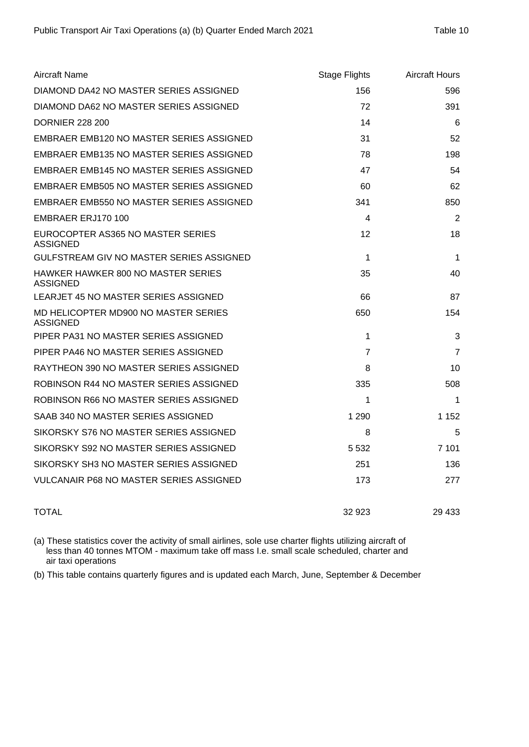Public Transport Air Taxi Operations (a) (b) Quarter Ended March 2021 — Table 10

| Aircraft Name | Stage Flights | Aircraft Hours |
| --- | --- | --- |
| DIAMOND DA42 NO MASTER SERIES ASSIGNED | 156 | 596 |
| DIAMOND DA62 NO MASTER SERIES ASSIGNED | 72 | 391 |
| DORNIER 228 200 | 14 | 6 |
| EMBRAER EMB120 NO MASTER SERIES ASSIGNED | 31 | 52 |
| EMBRAER EMB135 NO MASTER SERIES ASSIGNED | 78 | 198 |
| EMBRAER EMB145 NO MASTER SERIES ASSIGNED | 47 | 54 |
| EMBRAER EMB505 NO MASTER SERIES ASSIGNED | 60 | 62 |
| EMBRAER EMB550 NO MASTER SERIES ASSIGNED | 341 | 850 |
| EMBRAER ERJ170 100 | 4 | 2 |
| EUROCOPTER AS365 NO MASTER SERIES ASSIGNED | 12 | 18 |
| GULFSTREAM GIV NO MASTER SERIES ASSIGNED | 1 | 1 |
| HAWKER HAWKER 800 NO MASTER SERIES ASSIGNED | 35 | 40 |
| LEARJET 45 NO MASTER SERIES ASSIGNED | 66 | 87 |
| MD HELICOPTER MD900 NO MASTER SERIES ASSIGNED | 650 | 154 |
| PIPER PA31 NO MASTER SERIES ASSIGNED | 1 | 3 |
| PIPER PA46 NO MASTER SERIES ASSIGNED | 7 | 7 |
| RAYTHEON 390 NO MASTER SERIES ASSIGNED | 8 | 10 |
| ROBINSON R44 NO MASTER SERIES ASSIGNED | 335 | 508 |
| ROBINSON R66 NO MASTER SERIES ASSIGNED | 1 | 1 |
| SAAB 340 NO MASTER SERIES ASSIGNED | 1 290 | 1 152 |
| SIKORSKY S76 NO MASTER SERIES ASSIGNED | 8 | 5 |
| SIKORSKY S92 NO MASTER SERIES ASSIGNED | 5 532 | 7 101 |
| SIKORSKY SH3 NO MASTER SERIES ASSIGNED | 251 | 136 |
| VULCANAIR P68 NO MASTER SERIES ASSIGNED | 173 | 277 |
| TOTAL | 32 923 | 29 433 |

(a) These statistics cover the activity of small airlines, sole use charter flights utilizing aircraft of less than 40 tonnes MTOM - maximum take off mass I.e. small scale scheduled, charter and air taxi operations

(b) This table contains quarterly figures and is updated each March, June, September & December